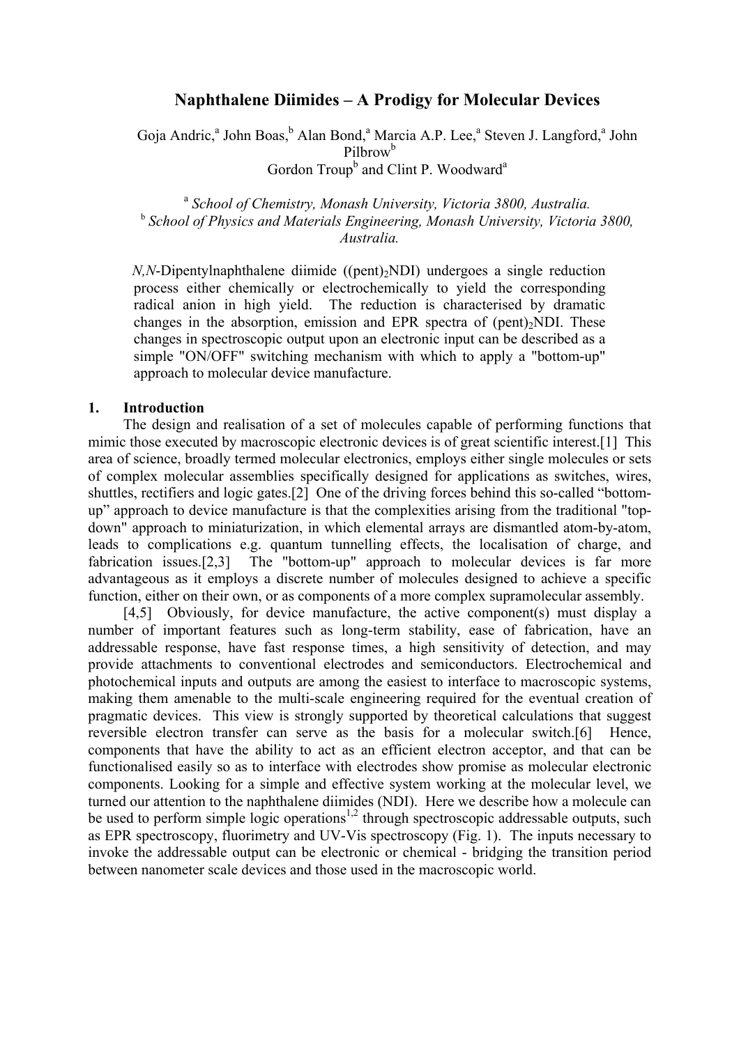# Naphthalene Diimides – A Prodigy for Molecular Devices

Goja Andric,[a] John Boas,[b] Alan Bond,[a] Marcia A.P. Lee,[a] Steven J. Langford,[a] John Pilbrow[b]
Gordon Troup[b] and Clint P. Woodward[a]

[a] *School of Chemistry, Monash University, Victoria 3800, Australia.*
[b] *School of Physics and Materials Engineering, Monash University, Victoria 3800, Australia.*

*N,N*-Dipentylnaphthalene diimide ($(pent)_2NDI$) undergoes a single reduction process either chemically or electrochemically to yield the corresponding radical anion in high yield. The reduction is characterised by dramatic changes in the absorption, emission and EPR spectra of $(pent)_2NDI$. These changes in spectroscopic output upon an electronic input can be described as a simple "ON/OFF" switching mechanism with which to apply a "bottom-up" approach to molecular device manufacture.

## 1. Introduction

The design and realisation of a set of molecules capable of performing functions that mimic those executed by macroscopic electronic devices is of great scientific interest.[1] This area of science, broadly termed molecular electronics, employs either single molecules or sets of complex molecular assemblies specifically designed for applications as switches, wires, shuttles, rectifiers and logic gates.[2] One of the driving forces behind this so-called "bottom-up" approach to device manufacture is that the complexities arising from the traditional "top-down" approach to miniaturization, in which elemental arrays are dismantled atom-by-atom, leads to complications e.g. quantum tunnelling effects, the localisation of charge, and fabrication issues.[2,3] The "bottom-up" approach to molecular devices is far more advantageous as it employs a discrete number of molecules designed to achieve a specific function, either on their own, or as components of a more complex supramolecular assembly.

[4,5] Obviously, for device manufacture, the active component(s) must display a number of important features such as long-term stability, ease of fabrication, have an addressable response, have fast response times, a high sensitivity of detection, and may provide attachments to conventional electrodes and semiconductors. Electrochemical and photochemical inputs and outputs are among the easiest to interface to macroscopic systems, making them amenable to the multi-scale engineering required for the eventual creation of pragmatic devices. This view is strongly supported by theoretical calculations that suggest reversible electron transfer can serve as the basis for a molecular switch.[6] Hence, components that have the ability to act as an efficient electron acceptor, and that can be functionalised easily so as to interface with electrodes show promise as molecular electronic components. Looking for a simple and effective system working at the molecular level, we turned our attention to the naphthalene diimides (NDI). Here we describe how a molecule can be used to perform simple logic operations[1,2] through spectroscopic addressable outputs, such as EPR spectroscopy, fluorimetry and UV-Vis spectroscopy (Fig. 1). The inputs necessary to invoke the addressable output can be electronic or chemical - bridging the transition period between nanometer scale devices and those used in the macroscopic world.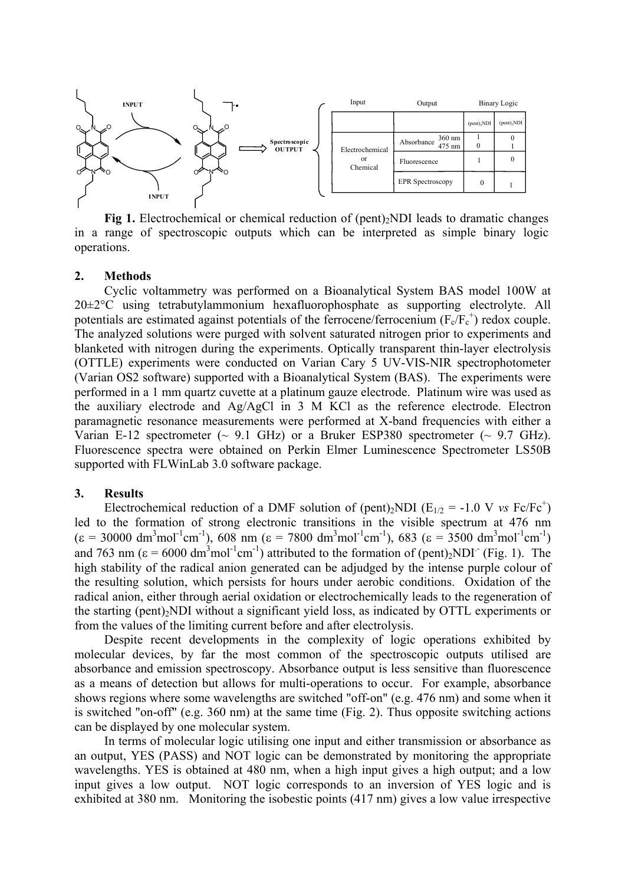| Input | Output | | Binary Logic | |
|---|---|---|---|---|
| | | | $(pent)_2NDI$ | $(pent)_2NDI^{-}$ |
| Electrochemical or Chemical | Absorbance | 360 nm | 1 | 0 |
| | | 475 nm | 0 | 1 |
| | Fluorescence | | 1 | 0 |
| | EPR Spectroscopy | | 0 | 1 |

**Fig 1.** Electrochemical or chemical reduction of $(pent)_2NDI$ leads to dramatic changes in a range of spectroscopic outputs which can be interpreted as simple binary logic operations.

## 2. Methods

Cyclic voltammetry was performed on a Bioanalytical System BAS model 100W at 20±2°C using tetrabutylammonium hexafluorophosphate as supporting electrolyte. All potentials are estimated against potentials of the ferrocene/ferrocenium ($F_c/F_c^+$) redox couple. The analyzed solutions were purged with solvent saturated nitrogen prior to experiments and blanketed with nitrogen during the experiments. Optically transparent thin-layer electrolysis (OTTLE) experiments were conducted on Varian Cary 5 UV-VIS-NIR spectrophotometer (Varian OS2 software) supported with a Bioanalytical System (BAS). The experiments were performed in a 1 mm quartz cuvette at a platinum gauze electrode. Platinum wire was used as the auxiliary electrode and Ag/AgCl in 3 M KCl as the reference electrode. Electron paramagnetic resonance measurements were performed at X-band frequencies with either a Varian E-12 spectrometer (~ 9.1 GHz) or a Bruker ESP380 spectrometer (~ 9.7 GHz). Fluorescence spectra were obtained on Perkin Elmer Luminescence Spectrometer LS50B supported with FLWinLab 3.0 software package.

## 3. Results

Electrochemical reduction of a DMF solution of $(pent)_2NDI$ ($E_{1/2}$ = -1.0 V *vs* $Fc/Fc^+$) led to the formation of strong electronic transitions in the visible spectrum at 476 nm ($\varepsilon$ = 30000 $dm^3mol^{-1}cm^{-1}$), 608 nm ($\varepsilon$ = 7800 $dm^3mol^{-1}cm^{-1}$), 683 ($\varepsilon$ = 3500 $dm^3mol^{-1}cm^{-1}$) and 763 nm ($\varepsilon$ = 6000 $dm^3mol^{-1}cm^{-1}$) attributed to the formation of $(pent)_2NDI^{-}$ (Fig. 1). The high stability of the radical anion generated can be adjudged by the intense purple colour of the resulting solution, which persists for hours under aerobic conditions. Oxidation of the radical anion, either through aerial oxidation or electrochemically leads to the regeneration of the starting $(pent)_2NDI$ without a significant yield loss, as indicated by OTTL experiments or from the values of the limiting current before and after electrolysis.

Despite recent developments in the complexity of logic operations exhibited by molecular devices, by far the most common of the spectroscopic outputs utilised are absorbance and emission spectroscopy. Absorbance output is less sensitive than fluorescence as a means of detection but allows for multi-operations to occur. For example, absorbance shows regions where some wavelengths are switched "off-on" (e.g. 476 nm) and some when it is switched "on-off" (e.g. 360 nm) at the same time (Fig. 2). Thus opposite switching actions can be displayed by one molecular system.

In terms of molecular logic utilising one input and either transmission or absorbance as an output, YES (PASS) and NOT logic can be demonstrated by monitoring the appropriate wavelengths. YES is obtained at 480 nm, when a high input gives a high output; and a low input gives a low output. NOT logic corresponds to an inversion of YES logic and is exhibited at 380 nm. Monitoring the isobestic points (417 nm) gives a low value irrespective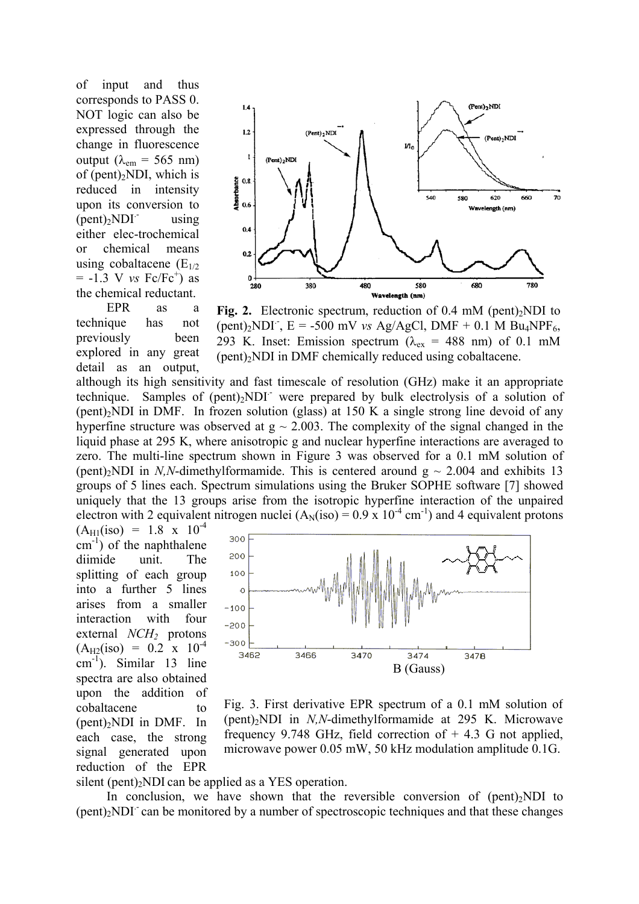of input and thus corresponds to PASS 0. NOT logic can also be expressed through the change in fluorescence output ($\lambda_{em}$ = 565 nm) of $(pent)_2NDI$, which is reduced in intensity upon its conversion to $(pent)_2NDI^{\cdot-}$ using either elec-trochemical or chemical means using cobaltacene ($E_{1/2}$ = -1.3 V *vs* $Fc/Fc^+$) as the chemical reductant.

**Fig. 2.** Electronic spectrum, reduction of 0.4 mM $(pent)_2NDI$ to $(pent)_2NDI^{\cdot-}$, E = -500 mV *vs* Ag/AgCl, DMF + 0.1 M $Bu_4NPF_6$, 293 K. Inset: Emission spectrum ($\lambda_{ex}$ = 488 nm) of 0.1 mM $(pent)_2NDI$ in DMF chemically reduced using cobaltacene.

EPR as a technique has not previously been explored in any great detail as an output, although its high sensitivity and fast timescale of resolution (GHz) make it an appropriate technique. Samples of $(pent)_2NDI^{\cdot-}$ were prepared by bulk electrolysis of a solution of $(pent)_2NDI$ in DMF. In frozen solution (glass) at 150 K a single strong line devoid of any hyperfine structure was observed at g ~ 2.003. The complexity of the signal changed in the liquid phase at 295 K, where anisotropic g and nuclear hyperfine interactions are averaged to zero. The multi-line spectrum shown in Figure 3 was observed for a 0.1 mM solution of $(pent)_2NDI$ in *N,N*-dimethylformamide. This is centered around g ~ 2.004 and exhibits 13 groups of 5 lines each. Spectrum simulations using the Bruker SOPHE software [7] showed uniquely that the 13 groups arise from the isotropic hyperfine interaction of the unpaired electron with 2 equivalent nitrogen nuclei ($A_N$(iso) = 0.9 x $10^{-4}$ $cm^{-1}$) and 4 equivalent protons ($A_{H1}$(iso) = 1.8 x $10^{-4}$ $cm^{-1}$) of the naphthalene diimide unit. The splitting of each group into a further 5 lines arises from a smaller interaction with four external $NCH_2$ protons ($A_{H2}$(iso) = 0.2 x $10^{-4}$ $cm^{-1}$). Similar 13 line spectra are also obtained upon the addition of cobaltacene to $(pent)_2NDI$ in DMF. In each case, the strong signal generated upon reduction of the EPR silent $(pent)_2NDI$ can be applied as a YES operation.

Fig. 3. First derivative EPR spectrum of a 0.1 mM solution of $(pent)_2NDI$ in *N,N*-dimethylformamide at 295 K. Microwave frequency 9.748 GHz, field correction of + 4.3 G not applied, microwave power 0.05 mW, 50 kHz modulation amplitude 0.1G.

In conclusion, we have shown that the reversible conversion of $(pent)_2NDI$ to $(pent)_2NDI^{\cdot-}$ can be monitored by a number of spectroscopic techniques and that these changes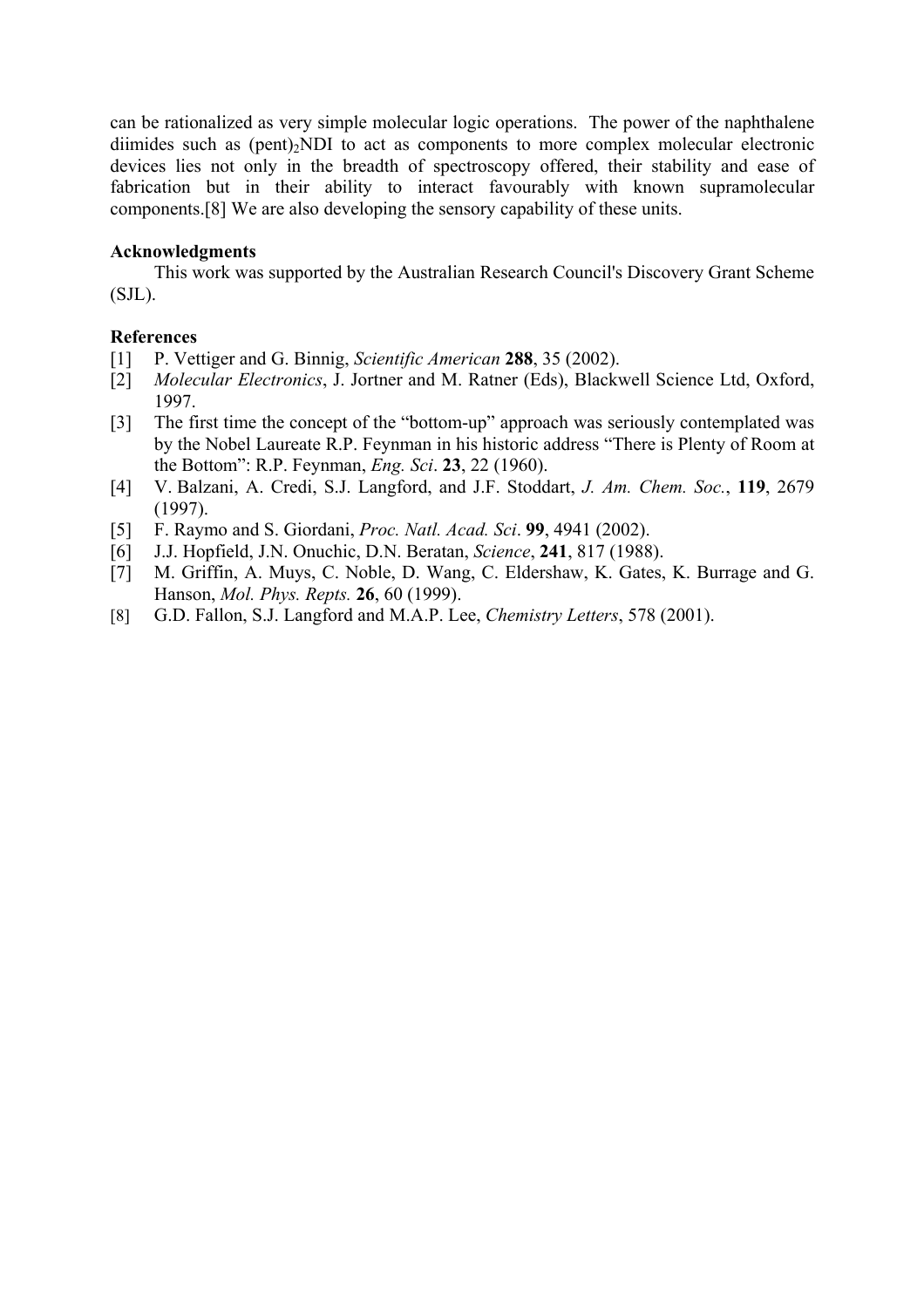can be rationalized as very simple molecular logic operations. The power of the naphthalene diimides such as $(pent)_2$NDI to act as components to more complex molecular electronic devices lies not only in the breadth of spectroscopy offered, their stability and ease of fabrication but in their ability to interact favourably with known supramolecular components.[8] We are also developing the sensory capability of these units.

### Acknowledgments

This work was supported by the Australian Research Council's Discovery Grant Scheme (SJL).

### References

[1] P. Vettiger and G. Binnig, *Scientific American* **288**, 35 (2002).

[2] *Molecular Electronics*, J. Jortner and M. Ratner (Eds), Blackwell Science Ltd, Oxford, 1997.

[3] The first time the concept of the "bottom-up" approach was seriously contemplated was by the Nobel Laureate R.P. Feynman in his historic address "There is Plenty of Room at the Bottom": R.P. Feynman, *Eng. Sci*. **23**, 22 (1960).

[4] V. Balzani, A. Credi, S.J. Langford, and J.F. Stoddart, *J. Am. Chem. Soc.*, **119**, 2679 (1997).

[5] F. Raymo and S. Giordani, *Proc. Natl. Acad. Sci*. **99**, 4941 (2002).

[6] J.J. Hopfield, J.N. Onuchic, D.N. Beratan, *Science*, **241**, 817 (1988).

[7] M. Griffin, A. Muys, C. Noble, D. Wang, C. Eldershaw, K. Gates, K. Burrage and G. Hanson, *Mol. Phys. Repts.* **26**, 60 (1999).

[8] G.D. Fallon, S.J. Langford and M.A.P. Lee, *Chemistry Letters*, 578 (2001).